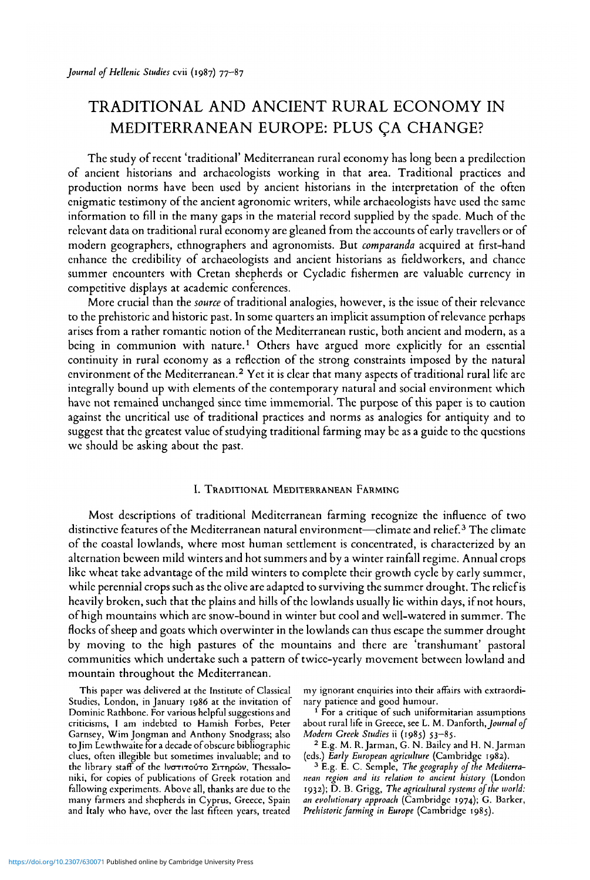# TRADITIONAL AND ANCIENT RURAL ECONOMY IN MEDITERRANEAN EUROPE: PLUS ÇA CHANGE?

The study of recent 'traditional' Mediterranean rural economy has long been a predilection of ancient historians and archaeologists working in that area. Traditional practices and production norms have been used by ancient historians in the interpretation of the often enigmatic testimony of the ancient agronomic writers, while archaeologists have used the same information to fill in the many gaps in the material record supplied by the spade. Much of the relevant data on traditional rural economy are gleaned from the accounts of early travellers or of modern geographers, ethnographers and agronomists. But *comparanda* acquired at first-hand enhance the credibility of archaeologists and ancient historians as fieldworkers, and chance summer encounters with Cretan shepherds or Cycladic fishermen are valuable currency in competitive displays at academic conferences.

More crucial than the *source* of traditional analogies, however, is the issue of their relevance to the prehistoric and historic past. In some quarters an implicit assumption of relevance perhaps arises from a rather romantic notion of the Mediterranean rustic, both ancient and modern, as a being in communion with nature.[1] Others have argued more explicitly for an essential continuity in rural economy as a reflection of the strong constraints imposed by the natural environment of the Mediterranean.[2] Yet it is clear that many aspects of traditional rural life are integrally bound up with elements of the contemporary natural and social environment which have not remained unchanged since time immemorial. The purpose of this paper is to caution against the uncritical use of traditional practices and norms as analogies for antiquity and to suggest that the greatest value of studying traditional farming may be as a guide to the questions we should be asking about the past.

## I. Traditional Mediterranean Farming

Most descriptions of traditional Mediterranean farming recognize the influence of two distinctive features of the Mediterranean natural environment—climate and relief.[3] The climate of the coastal lowlands, where most human settlement is concentrated, is characterized by an alternation beween mild winters and hot summers and by a winter rainfall regime. Annual crops like wheat take advantage of the mild winters to complete their growth cycle by early summer, while perennial crops such as the olive are adapted to surviving the summer drought. The relief is heavily broken, such that the plains and hills of the lowlands usually lie within days, if not hours, of high mountains which are snow-bound in winter but cool and well-watered in summer. The flocks of sheep and goats which overwinter in the lowlands can thus escape the summer drought by moving to the high pastures of the mountains and there are 'transhumant' pastoral communities which undertake such a pattern of twice-yearly movement between lowland and mountain throughout the Mediterranean.

This paper was delivered at the Institute of Classical Studies, London, in January 1986 at the invitation of Dominic Rathbone. For various helpful suggestions and criticisms, I am indebted to Hamish Forbes, Peter Garnsey, Wim Jongman and Anthony Snodgrass; also to Jim Lewthwaite for a decade of obscure bibliographic clues, often illegible but sometimes invaluable; and to the library staff of the Ινστιτούτο Σιτηρών, Thessaloniki, for copies of publications of Greek crop rotation and fallowing experiments. Above all, thanks are due to the many farmers and shepherds in Cyprus, Greece, Spain and Italy who have, over the last fifteen years, treated my ignorant enquiries into their affairs with extraordinary patience and good humour.

[1] For a critique of such uniformitarian assumptions about rural life in Greece, see L. M. Danforth, *Journal of Modern Greek Studies* ii (1985) 53–85.

[2] E.g. M. R. Jarman, G. N. Bailey and H. N. Jarman (eds.) *Early European agriculture* (Cambridge 1982).

[3] E.g. E. C. Semple, *The geography of the Mediterranean region and its relation to ancient history* (London 1932); D. B. Grigg, *The agricultural systems of the world: an evolutionary approach* (Cambridge 1974); G. Barker, *Prehistoric farming in Europe* (Cambridge 1985).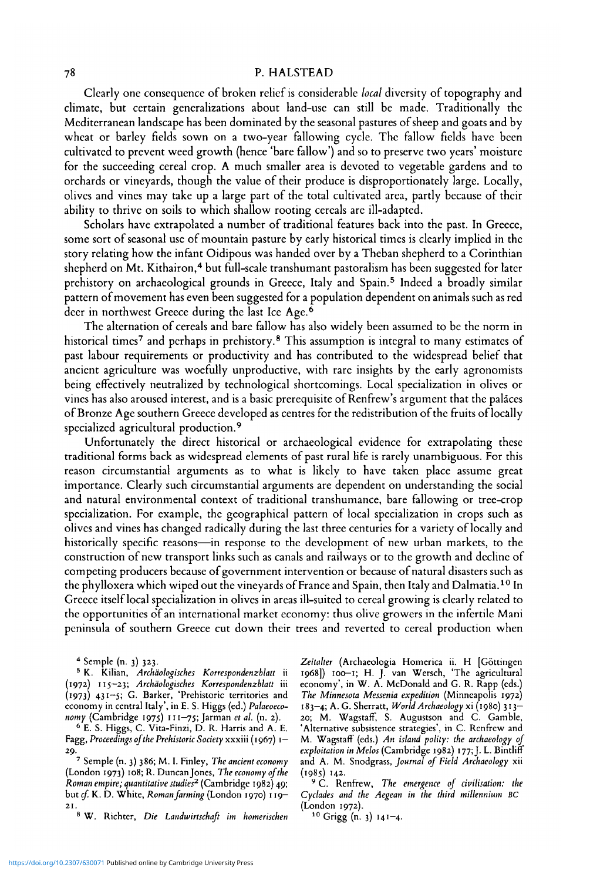Clearly one consequence of broken relief is considerable *local* diversity of topography and climate, but certain generalizations about land-use can still be made. Traditionally the Mediterranean landscape has been dominated by the seasonal pastures of sheep and goats and by wheat or barley fields sown on a two-year fallowing cycle. The fallow fields have been cultivated to prevent weed growth (hence 'bare fallow') and so to preserve two years' moisture for the succeeding cereal crop. A much smaller area is devoted to vegetable gardens and to orchards or vineyards, though the value of their produce is disproportionately large. Locally, olives and vines may take up a large part of the total cultivated area, partly because of their ability to thrive on soils to which shallow rooting cereals are ill-adapted.

Scholars have extrapolated a number of traditional features back into the past. In Greece, some sort of seasonal use of mountain pasture by early historical times is clearly implied in the story relating how the infant Oidipous was handed over by a Theban shepherd to a Corinthian shepherd on Mt. Kithairon,[4] but full-scale transhumant pastoralism has been suggested for later prehistory on archaeological grounds in Greece, Italy and Spain.[5] Indeed a broadly similar pattern of movement has even been suggested for a population dependent on animals such as red deer in northwest Greece during the last Ice Age.[6]

The alternation of cereals and bare fallow has also widely been assumed to be the norm in historical times[7] and perhaps in prehistory.[8] This assumption is integral to many estimates of past labour requirements or productivity and has contributed to the widespread belief that ancient agriculture was woefully unproductive, with rare insights by the early agronomists being effectively neutralized by technological shortcomings. Local specialization in olives or vines has also aroused interest, and is a basic prerequisite of Renfrew's argument that the palaces of Bronze Age southern Greece developed as centres for the redistribution of the fruits of locally specialized agricultural production.[9]

Unfortunately the direct historical or archaeological evidence for extrapolating these traditional forms back as widespread elements of past rural life is rarely unambiguous. For this reason circumstantial arguments as to what is likely to have taken place assume great importance. Clearly such circumstantial arguments are dependent on understanding the social and natural environmental context of traditional transhumance, bare fallowing or tree-crop specialization. For example, the geographical pattern of local specialization in crops such as olives and vines has changed radically during the last three centuries for a variety of locally and historically specific reasons—in response to the development of new urban markets, to the construction of new transport links such as canals and railways or to the growth and decline of competing producers because of government intervention or because of natural disasters such as the phylloxera which wiped out the vineyards of France and Spain, then Italy and Dalmatia.[10] In Greece itself local specialization in olives in areas ill-suited to cereal growing is clearly related to the opportunities of an international market economy: thus olive growers in the infertile Mani peninsula of southern Greece cut down their trees and reverted to cereal production when

[4] Semple (n. 3) 323.

[5] K. Kilian, *Archäologisches Korrespondenzblatt* ii (1972) 115–23; *Archäologisches Korrespondenzblatt* iii (1973) 431–5; G. Barker, 'Prehistoric territories and economy in central Italy', in E. S. Higgs (ed.) *Palaeoeconomy* (Cambridge 1975) 111–75; Jarman *et al.* (n. 2).

[6] E. S. Higgs, C. Vita-Finzi, D. R. Harris and A. E. Fagg, *Proceedings of the Prehistoric Society* xxxiii (1967) 1–29.

[7] Semple (n. 3) 386; M. I. Finley, *The ancient economy* (London 1973) 108; R. Duncan Jones, *The economy of the Roman empire; quantitative studies*[2] (Cambridge 1982) 49; but *cf.* K. D. White, *Roman farming* (London 1970) 119–21.

[8] W. Richter, *Die Landwirtschaft im homerischen Zeitalter* (Archaeologia Homerica ii. H [Göttingen 1968]) 100–1; H. J. van Wersch, 'The agricultural economy', in W. A. McDonald and G. R. Rapp (eds.) *The Minnesota Messenia expedition* (Minneapolis 1972) 183–4; A. G. Sherratt, *World Archaeology* xi (1980) 313–20; M. Wagstaff, S. Augustson and C. Gamble, 'Alternative subsistence strategies', in C. Renfrew and M. Wagstaff (eds.) *An island polity: the archaeology of exploitation in Melos* (Cambridge 1982) 177; J. L. Bintliff and A. M. Snodgrass, *Journal of Field Archaeology* xii (1985) 142.

[9] C. Renfrew, *The emergence of civilisation: the Cyclades and the Aegean in the third millennium BC* (London 1972).

[10] Grigg (n. 3) 141–4.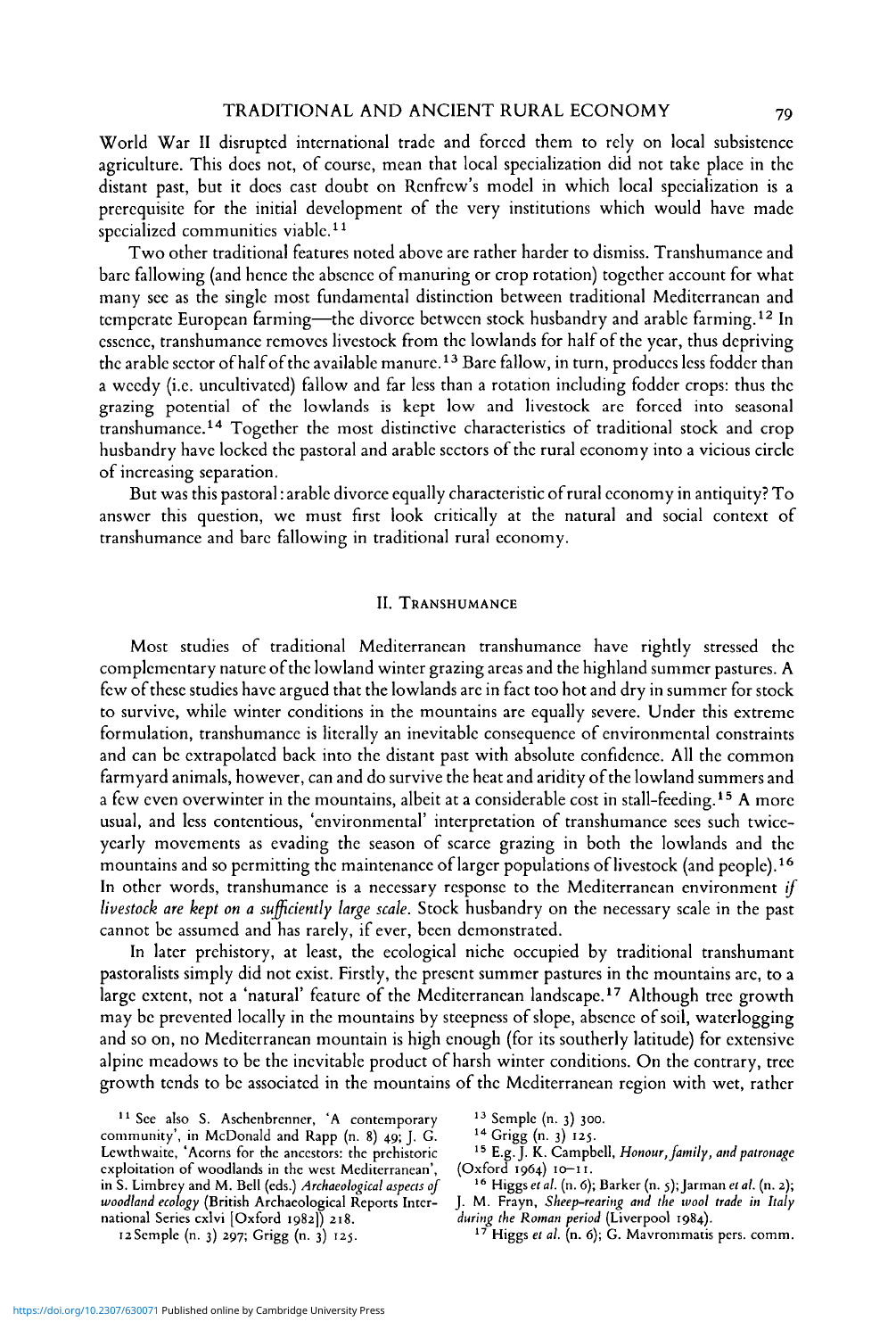World War II disrupted international trade and forced them to rely on local subsistence agriculture. This does not, of course, mean that local specialization did not take place in the distant past, but it does cast doubt on Renfrew's model in which local specialization is a prerequisite for the initial development of the very institutions which would have made specialized communities viable.[11]

Two other traditional features noted above are rather harder to dismiss. Transhumance and bare fallowing (and hence the absence of manuring or crop rotation) together account for what many see as the single most fundamental distinction between traditional Mediterranean and temperate European farming—the divorce between stock husbandry and arable farming.[12] In essence, transhumance removes livestock from the lowlands for half of the year, thus depriving the arable sector of half of the available manure.[13] Bare fallow, in turn, produces less fodder than a weedy (i.e. uncultivated) fallow and far less than a rotation including fodder crops: thus the grazing potential of the lowlands is kept low and livestock are forced into seasonal transhumance.[14] Together the most distinctive characteristics of traditional stock and crop husbandry have locked the pastoral and arable sectors of the rural economy into a vicious circle of increasing separation.

But was this pastoral:arable divorce equally characteristic of rural economy in antiquity? To answer this question, we must first look critically at the natural and social context of transhumance and bare fallowing in traditional rural economy.

## II. Transhumance

Most studies of traditional Mediterranean transhumance have rightly stressed the complementary nature of the lowland winter grazing areas and the highland summer pastures. A few of these studies have argued that the lowlands are in fact too hot and dry in summer for stock to survive, while winter conditions in the mountains are equally severe. Under this extreme formulation, transhumance is literally an inevitable consequence of environmental constraints and can be extrapolated back into the distant past with absolute confidence. All the common farmyard animals, however, can and do survive the heat and aridity of the lowland summers and a few even overwinter in the mountains, albeit at a considerable cost in stall-feeding.[15] A more usual, and less contentious, 'environmental' interpretation of transhumance sees such twice-yearly movements as evading the season of scarce grazing in both the lowlands and the mountains and so permitting the maintenance of larger populations of livestock (and people).[16] In other words, transhumance is a necessary response to the Mediterranean environment *if livestock are kept on a sufficiently large scale*. Stock husbandry on the necessary scale in the past cannot be assumed and has rarely, if ever, been demonstrated.

In later prehistory, at least, the ecological niche occupied by traditional transhumant pastoralists simply did not exist. Firstly, the present summer pastures in the mountains are, to a large extent, not a 'natural' feature of the Mediterranean landscape.[17] Although tree growth may be prevented locally in the mountains by steepness of slope, absence of soil, waterlogging and so on, no Mediterranean mountain is high enough (for its southerly latitude) for extensive alpine meadows to be the inevitable product of harsh winter conditions. On the contrary, tree growth tends to be associated in the mountains of the Mediterranean region with wet, rather

[11] See also S. Aschenbrenner, 'A contemporary community', in McDonald and Rapp (n. 8) 49; J. G. Lewthwaite, 'Acorns for the ancestors: the prehistoric exploitation of woodlands in the west Mediterranean', in S. Limbrey and M. Bell (eds.) *Archaeological aspects of woodland ecology* (British Archaeological Reports International Series cxlvi [Oxford 1982]) 218.

[12] Semple (n. 3) 297; Grigg (n. 3) 125.

[13] Semple (n. 3) 300.

[14] Grigg (n. 3) 125.

[15] E.g. J. K. Campbell, *Honour, family, and patronage* (Oxford 1964) 10–11.

[16] Higgs *et al.* (n. 6); Barker (n. 5); Jarman *et al.* (n. 2); J. M. Frayn, *Sheep-rearing and the wool trade in Italy during the Roman period* (Liverpool 1984).

[17] Higgs *et al.* (n. 6); G. Mavrommatis pers. comm.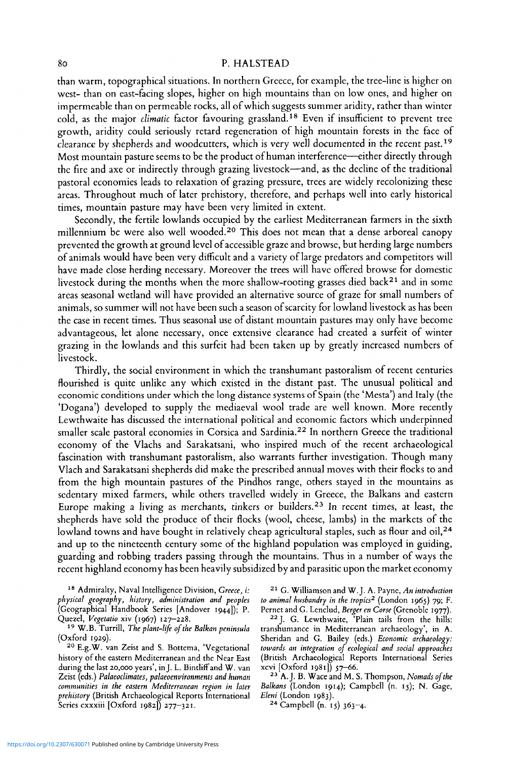than warm, topographical situations. In northern Greece, for example, the tree-line is higher on west- than on east-facing slopes, higher on high mountains than on low ones, and higher on impermeable than on permeable rocks, all of which suggests summer aridity, rather than winter cold, as the major *climatic* factor favouring grassland.[18] Even if insufficient to prevent tree growth, aridity could seriously retard regeneration of high mountain forests in the face of clearance by shepherds and woodcutters, which is very well documented in the recent past.[19] Most mountain pasture seems to be the product of human interference—either directly through the fire and axe or indirectly through grazing livestock—and, as the decline of the traditional pastoral economies leads to relaxation of grazing pressure, trees are widely recolonizing these areas. Throughout much of later prehistory, therefore, and perhaps well into early historical times, mountain pasture may have been very limited in extent.

Secondly, the fertile lowlands occupied by the earliest Mediterranean farmers in the sixth millennium bc were also well wooded.[20] This does not mean that a dense arboreal canopy prevented the growth at ground level of accessible graze and browse, but herding large numbers of animals would have been very difficult and a variety of large predators and competitors will have made close herding necessary. Moreover the trees will have offered browse for domestic livestock during the months when the more shallow-rooting grasses died back[21] and in some areas seasonal wetland will have provided an alternative source of graze for small numbers of animals, so summer will not have been such a season of scarcity for lowland livestock as has been the case in recent times. Thus seasonal use of distant mountain pastures may only have become advantageous, let alone necessary, once extensive clearance had created a surfeit of winter grazing in the lowlands and this surfeit had been taken up by greatly increased numbers of livestock.

Thirdly, the social environment in which the transhumant pastoralism of recent centuries flourished is quite unlike any which existed in the distant past. The unusual political and economic conditions under which the long distance systems of Spain (the 'Mesta') and Italy (the 'Dogana') developed to supply the mediaeval wool trade are well known. More recently Lewthwaite has discussed the international political and economic factors which underpinned smaller scale pastoral economies in Corsica and Sardinia.[22] In northern Greece the traditional economy of the Vlachs and Sarakatsani, who inspired much of the recent archaeological fascination with transhumant pastoralism, also warrants further investigation. Though many Vlach and Sarakatsani shepherds did make the prescribed annual moves with their flocks to and from the high mountain pastures of the Pindhos range, others stayed in the mountains as sedentary mixed farmers, while others travelled widely in Greece, the Balkans and eastern Europe making a living as merchants, tinkers or builders.[23] In recent times, at least, the shepherds have sold the produce of their flocks (wool, cheese, lambs) in the markets of the lowland towns and have bought in relatively cheap agricultural staples, such as flour and oil,[24] and up to the nineteenth century some of the highland population was employed in guiding, guarding and robbing traders passing through the mountains. Thus in a number of ways the recent highland economy has been heavily subsidized by and parasitic upon the market economy

[18] Admiralty, Naval Intelligence Division, *Greece, i: physical geography, history, administration and peoples* (Geographical Handbook Series [Andover 1944]); P. Quezel, *Vegetatio* xiv (1967) 127–228.

[19] W.B. Turrill, *The plant-life of the Balkan peninsula* (Oxford 1929).

[20] E.g.W. van Zeist and S. Bottema, 'Vegetational history of the eastern Mediterranean and the Near East during the last 20,000 years', in J. L. Bintliff and W. van Zeist (eds.) *Palaeoclimates, palaeoenvironments and human communities in the eastern Mediterranean region in later prehistory* (British Archaeological Reports International Series cxxxiii [Oxford 1982]) 277–321.

[21] G. Williamson and W. J. A. Payne, *An introduction to animal husbandry in the tropics*[2] (London 1965) 79; F. Pernet and G. Lenclud, *Berger en Corse* (Grenoble 1977).

[22] J. G. Lewthwaite, 'Plain tails from the hills: transhumance in Mediterranean archaeology', in A. Sheridan and G. Bailey (eds.) *Economic archaeology: towards an integration of ecological and social approaches* (British Archaeological Reports International Series xcvi [Oxford 1981]) 57–66.

[23] A. J. B. Wace and M. S. Thompson, *Nomads of the Balkans* (London 1914); Campbell (n. 15); N. Gage, *Eleni* (London 1983).

[24] Campbell (n. 15) 363–4.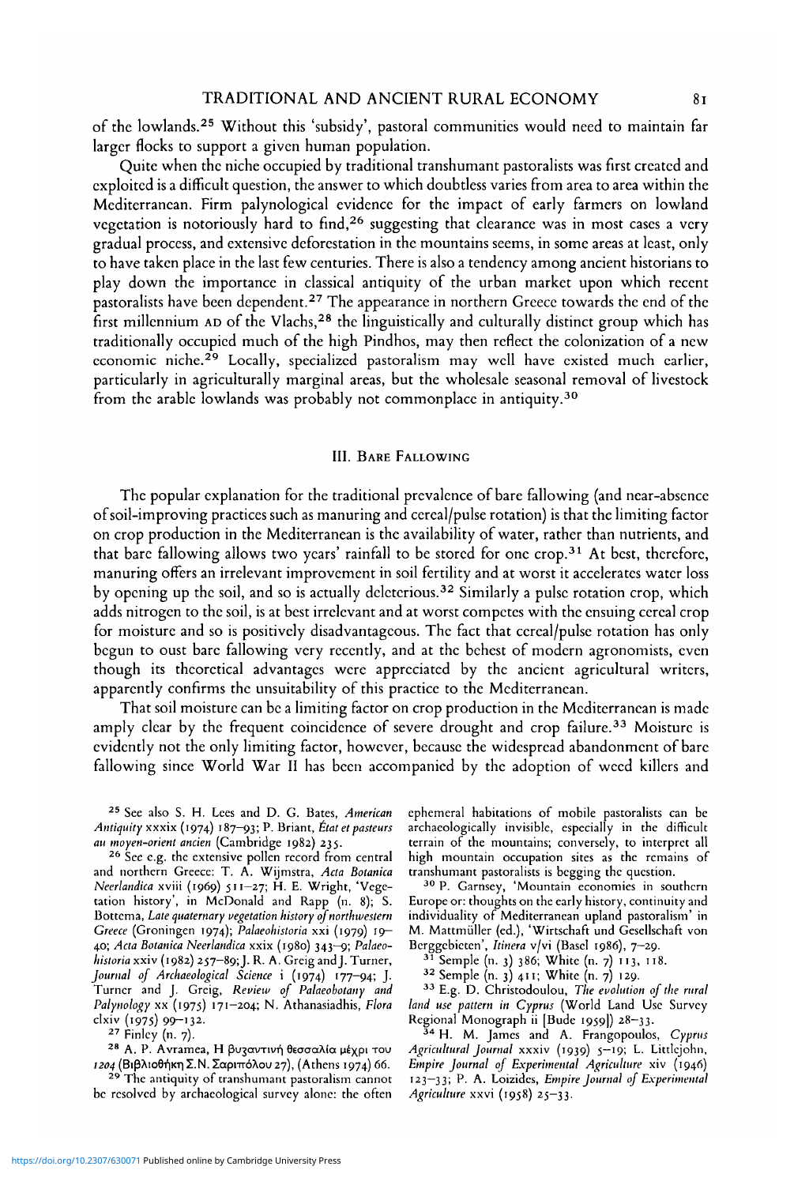of the lowlands.[25] Without this 'subsidy', pastoral communities would need to maintain far larger flocks to support a given human population.

Quite when the niche occupied by traditional transhumant pastoralists was first created and exploited is a difficult question, the answer to which doubtless varies from area to area within the Mediterranean. Firm palynological evidence for the impact of early farmers on lowland vegetation is notoriously hard to find,[26] suggesting that clearance was in most cases a very gradual process, and extensive deforestation in the mountains seems, in some areas at least, only to have taken place in the last few centuries. There is also a tendency among ancient historians to play down the importance in classical antiquity of the urban market upon which recent pastoralists have been dependent.[27] The appearance in northern Greece towards the end of the first millennium AD of the Vlachs,[28] the linguistically and culturally distinct group which has traditionally occupied much of the high Pindhos, may then reflect the colonization of a new economic niche.[29] Locally, specialized pastoralism may well have existed much earlier, particularly in agriculturally marginal areas, but the wholesale seasonal removal of livestock from the arable lowlands was probably not commonplace in antiquity.[30]

## III. Bare Fallowing

The popular explanation for the traditional prevalence of bare fallowing (and near-absence of soil-improving practices such as manuring and cereal/pulse rotation) is that the limiting factor on crop production in the Mediterranean is the availability of water, rather than nutrients, and that bare fallowing allows two years' rainfall to be stored for one crop.[31] At best, therefore, manuring offers an irrelevant improvement in soil fertility and at worst it accelerates water loss by opening up the soil, and so is actually deleterious.[32] Similarly a pulse rotation crop, which adds nitrogen to the soil, is at best irrelevant and at worst competes with the ensuing cereal crop for moisture and so is positively disadvantageous. The fact that cereal/pulse rotation has only begun to oust bare fallowing very recently, and at the behest of modern agronomists, even though its theoretical advantages were appreciated by the ancient agricultural writers, apparently confirms the unsuitability of this practice to the Mediterranean.

That soil moisture can be a limiting factor on crop production in the Mediterranean is made amply clear by the frequent coincidence of severe drought and crop failure.[33] Moisture is evidently not the only limiting factor, however, because the widespread abandonment of bare fallowing since World War II has been accompanied by the adoption of weed killers and

---

[25] See also S. H. Lees and D. G. Bates, *American Antiquity* xxxix (1974) 187–93; P. Briant, *État et pasteurs au moyen-orient ancien* (Cambridge 1982) 235.

[26] See e.g. the extensive pollen record from central and northern Greece: T. A. Wijmstra, *Acta Botanica Neerlandica* xviii (1969) 511–27; H. E. Wright, 'Vegetation history', in McDonald and Rapp (n. 8); S. Bottema, *Late quaternary vegetation history of northwestern Greece* (Groningen 1974); *Palaeohistoria* xxi (1979) 19–40; *Acta Botanica Neerlandica* xxix (1980) 343–9; *Palaeohistoria* xxiv (1982) 257–89; J. R. A. Greig and J. Turner, *Journal of Archaeological Science* i (1974) 177–94; J. Turner and J. Greig, *Review of Palaeobotany and Palynology* xx (1975) 171–204; N. Athanasiadhis, *Flora* clxiv (1975) 99–132.

[27] Finley (n. 7).

[28] A. P. Avramea, *Η βυζαντινή θεσσαλία μέχρι του 1204* (Βιβλιοθήκη Σ.Ν. Σαριπόλου 27), (Athens 1974) 66.

[29] The antiquity of transhumant pastoralism cannot be resolved by archaeological survey alone: the often ephemeral habitations of mobile pastoralists can be archaeologically invisible, especially in the difficult terrain of the mountains; conversely, to interpret all high mountain occupation sites as the remains of transhumant pastoralists is begging the question.

[30] P. Garnsey, 'Mountain economies in southern Europe or: thoughts on the early history, continuity and individuality of Mediterranean upland pastoralism' in M. Mattmüller (ed.), 'Wirtschaft und Gesellschaft von Berggebieten', *Itinera* v/vi (Basel 1986), 7–29.

[31] Semple (n. 3) 386; White (n. 7) 113, 118.

[32] Semple (n. 3) 411; White (n. 7) 129.

[33] E.g. D. Christodoulou, *The evolution of the rural land use pattern in Cyprus* (World Land Use Survey Regional Monograph ii [Bude 1959]) 28–33.

[34] H. M. James and A. Frangopoulos, *Cyprus Agricultural Journal* xxxiv (1939) 5–19; L. Littlejohn, *Empire Journal of Experimental Agriculture* xiv (1946) 123–33; P. A. Loizides, *Empire Journal of Experimental Agriculture* xxvi (1958) 25–33.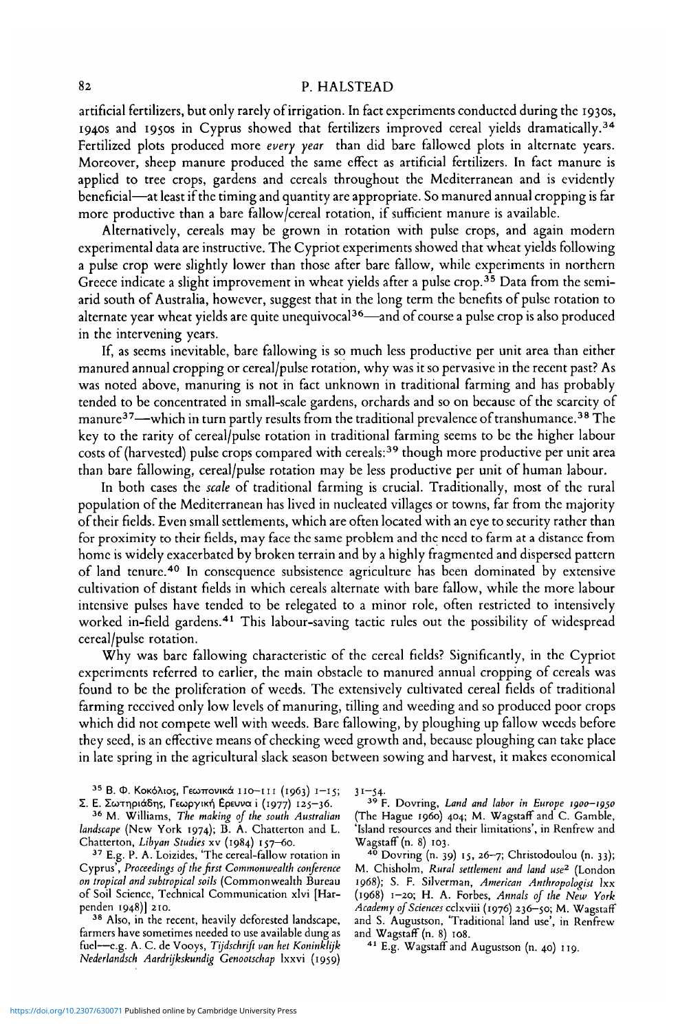artificial fertilizers, but only rarely of irrigation. In fact experiments conducted during the 1930s, 1940s and 1950s in Cyprus showed that fertilizers improved cereal yields dramatically.[34] Fertilized plots produced more *every year* than did bare fallowed plots in alternate years. Moreover, sheep manure produced the same effect as artificial fertilizers. In fact manure is applied to tree crops, gardens and cereals throughout the Mediterranean and is evidently beneficial—at least if the timing and quantity are appropriate. So manured annual cropping is far more productive than a bare fallow/cereal rotation, if sufficient manure is available.

Alternatively, cereals may be grown in rotation with pulse crops, and again modern experimental data are instructive. The Cypriot experiments showed that wheat yields following a pulse crop were slightly lower than those after bare fallow, while experiments in northern Greece indicate a slight improvement in wheat yields after a pulse crop.[35] Data from the semi-arid south of Australia, however, suggest that in the long term the benefits of pulse rotation to alternate year wheat yields are quite unequivocal[36]—and of course a pulse crop is also produced in the intervening years.

If, as seems inevitable, bare fallowing is so much less productive per unit area than either manured annual cropping or cereal/pulse rotation, why was it so pervasive in the recent past? As was noted above, manuring is not in fact unknown in traditional farming and has probably tended to be concentrated in small-scale gardens, orchards and so on because of the scarcity of manure[37]—which in turn partly results from the traditional prevalence of transhumance.[38] The key to the rarity of cereal/pulse rotation in traditional farming seems to be the higher labour costs of (harvested) pulse crops compared with cereals:[39] though more productive per unit area than bare fallowing, cereal/pulse rotation may be less productive per unit of human labour.

In both cases the *scale* of traditional farming is crucial. Traditionally, most of the rural population of the Mediterranean has lived in nucleated villages or towns, far from the majority of their fields. Even small settlements, which are often located with an eye to security rather than for proximity to their fields, may face the same problem and the need to farm at a distance from home is widely exacerbated by broken terrain and by a highly fragmented and dispersed pattern of land tenure.[40] In consequence subsistence agriculture has been dominated by extensive cultivation of distant fields in which cereals alternate with bare fallow, while the more labour intensive pulses have tended to be relegated to a minor role, often restricted to intensively worked in-field gardens.[41] This labour-saving tactic rules out the possibility of widespread cereal/pulse rotation.

Why was bare fallowing characteristic of the cereal fields? Significantly, in the Cypriot experiments referred to earlier, the main obstacle to manured annual cropping of cereals was found to be the proliferation of weeds. The extensively cultivated cereal fields of traditional farming received only low levels of manuring, tilling and weeding and so produced poor crops which did not compete well with weeds. Bare fallowing, by ploughing up fallow weeds before they seed, is an effective means of checking weed growth and, because ploughing can take place in late spring in the agricultural slack season between sowing and harvest, it makes economical

[35] Β. Φ. Κοκόλιος, Γεωπονικά 110–111 (1963) 1–15; Σ. Ε. Σωτηριάδης, Γεωργική Έρευνα i (1977) 125–36.

[36] M. Williams, *The making of the south Australian landscape* (New York 1974); B. A. Chatterton and L. Chatterton, *Libyan Studies* xv (1984) 157–60.

[37] E.g. P. A. Loizides, 'The cereal-fallow rotation in Cyprus', *Proceedings of the first Commonwealth conference on tropical and subtropical soils* (Commonwealth Bureau of Soil Science, Technical Communication xlvi [Harpenden 1948]) 210.

[38] Also, in the recent, heavily deforested landscape, farmers have sometimes needed to use available dung as fuel—e.g. A. C. de Vooys, *Tijdschrift van het Koninklijk Nederlandsch Aardrijkskundig Genootschap* lxxvi (1959) 31–54.

[39] F. Dovring, *Land and labor in Europe 1900–1950* (The Hague 1960) 404; M. Wagstaff and C. Gamble, 'Island resources and their limitations', in Renfrew and Wagstaff (n. 8) 103.

[40] Dovring (n. 39) 15, 26–7; Christodoulou (n. 33); M. Chisholm, *Rural settlement and land use*² (London 1968); S. F. Silverman, *American Anthropologist* lxx (1968) 1–20; H. A. Forbes, *Annals of the New York Academy of Sciences* cclxviii (1976) 236–50; M. Wagstaff and S. Augustson, 'Traditional land use', in Renfrew and Wagstaff (n. 8) 108.

[41] E.g. Wagstaff and Augustson (n. 40) 119.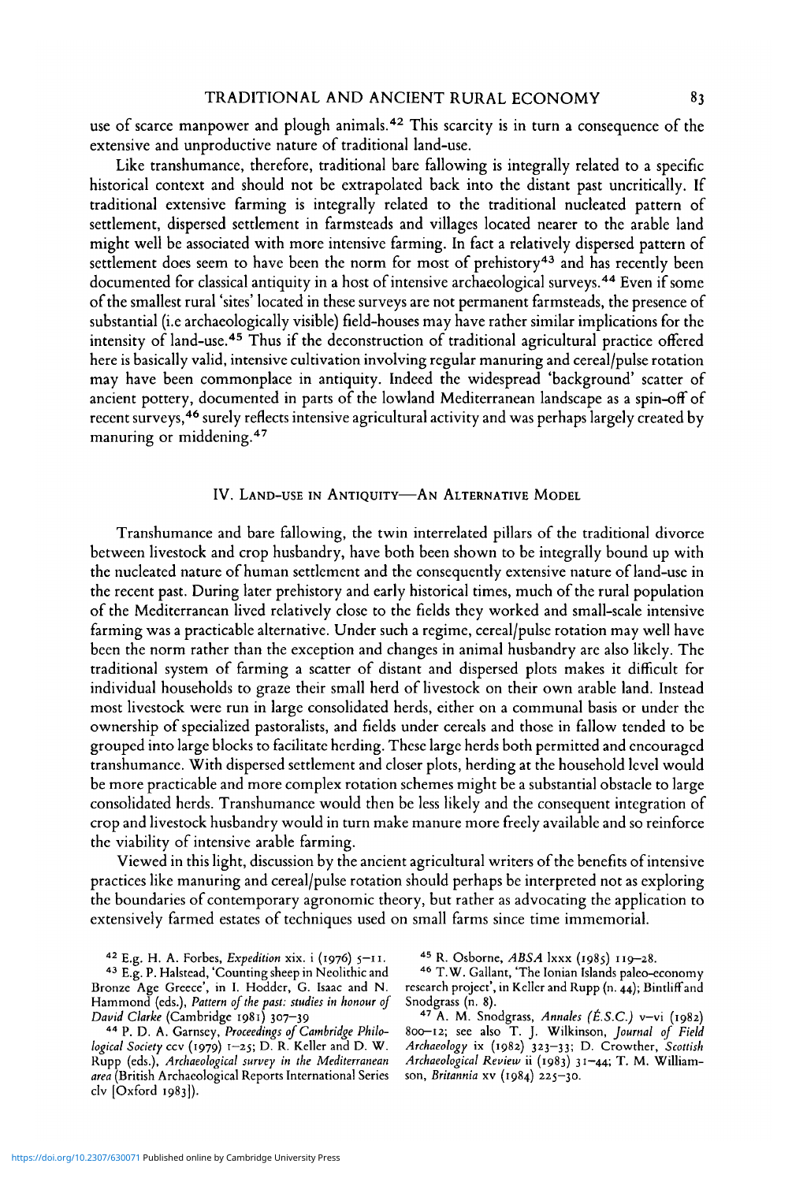use of scarce manpower and plough animals.[42] This scarcity is in turn a consequence of the extensive and unproductive nature of traditional land-use.

Like transhumance, therefore, traditional bare fallowing is integrally related to a specific historical context and should not be extrapolated back into the distant past uncritically. If traditional extensive farming is integrally related to the traditional nucleated pattern of settlement, dispersed settlement in farmsteads and villages located nearer to the arable land might well be associated with more intensive farming. In fact a relatively dispersed pattern of settlement does seem to have been the norm for most of prehistory[43] and has recently been documented for classical antiquity in a host of intensive archaeological surveys.[44] Even if some of the smallest rural 'sites' located in these surveys are not permanent farmsteads, the presence of substantial (i.e archaeologically visible) field-houses may have rather similar implications for the intensity of land-use.[45] Thus if the deconstruction of traditional agricultural practice offered here is basically valid, intensive cultivation involving regular manuring and cereal/pulse rotation may have been commonplace in antiquity. Indeed the widespread 'background' scatter of ancient pottery, documented in parts of the lowland Mediterranean landscape as a spin-off of recent surveys,[46] surely reflects intensive agricultural activity and was perhaps largely created by manuring or middening.[47]

## IV. Land-use in Antiquity—An Alternative Model

Transhumance and bare fallowing, the twin interrelated pillars of the traditional divorce between livestock and crop husbandry, have both been shown to be integrally bound up with the nucleated nature of human settlement and the consequently extensive nature of land-use in the recent past. During later prehistory and early historical times, much of the rural population of the Mediterranean lived relatively close to the fields they worked and small-scale intensive farming was a practicable alternative. Under such a regime, cereal/pulse rotation may well have been the norm rather than the exception and changes in animal husbandry are also likely. The traditional system of farming a scatter of distant and dispersed plots makes it difficult for individual households to graze their small herd of livestock on their own arable land. Instead most livestock were run in large consolidated herds, either on a communal basis or under the ownership of specialized pastoralists, and fields under cereals and those in fallow tended to be grouped into large blocks to facilitate herding. These large herds both permitted and encouraged transhumance. With dispersed settlement and closer plots, herding at the household level would be more practicable and more complex rotation schemes might be a substantial obstacle to large consolidated herds. Transhumance would then be less likely and the consequent integration of crop and livestock husbandry would in turn make manure more freely available and so reinforce the viability of intensive arable farming.

Viewed in this light, discussion by the ancient agricultural writers of the benefits of intensive practices like manuring and cereal/pulse rotation should perhaps be interpreted not as exploring the boundaries of contemporary agronomic theory, but rather as advocating the application to extensively farmed estates of techniques used on small farms since time immemorial.

[42] E.g. H. A. Forbes, *Expedition* xix. i (1976) 5–11.

[43] E.g. P. Halstead, 'Counting sheep in Neolithic and Bronze Age Greece', in I. Hodder, G. Isaac and N. Hammond (eds.), *Pattern of the past: studies in honour of David Clarke* (Cambridge 1981) 307–39

[44] P. D. A. Garnsey, *Proceedings of Cambridge Philological Society* ccv (1979) 1–25; D. R. Keller and D. W. Rupp (eds.), *Archaeological survey in the Mediterranean area* (British Archaeological Reports International Series clv [Oxford 1983]).

[45] R. Osborne, *ABSA* lxxx (1985) 119–28.

[46] T. W. Gallant, 'The Ionian Islands paleo-economy research project', in Keller and Rupp (n. 44); Bintliff and Snodgrass (n. 8).

[47] A. M. Snodgrass, *Annales (É.S.C.)* v–vi (1982) 800–12; see also T. J. Wilkinson, *Journal of Field Archaeology* ix (1982) 323–33; D. Crowther, *Scottish Archaeological Review* ii (1983) 31–44; T. M. Williamson, *Britannia* xv (1984) 225–30.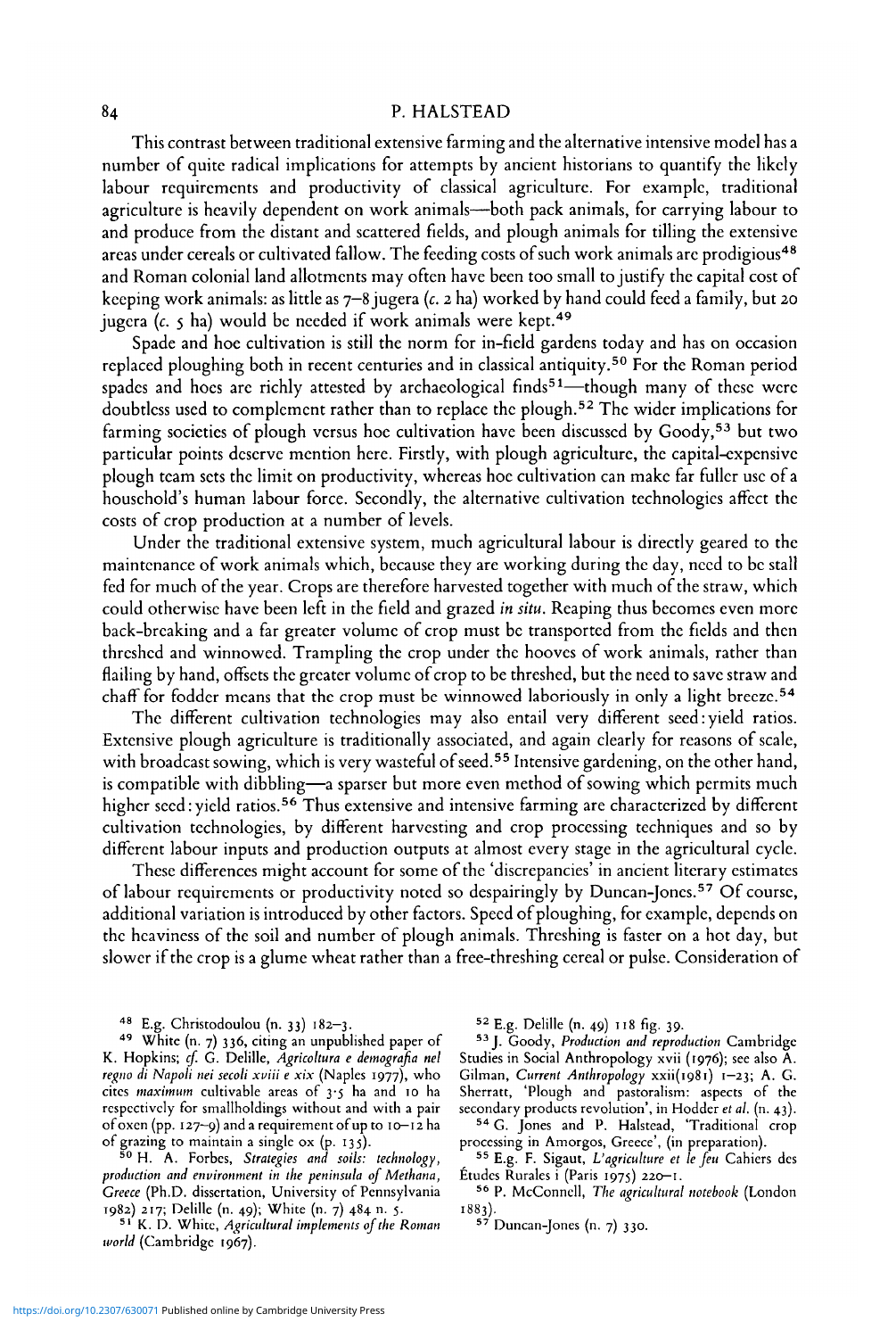This contrast between traditional extensive farming and the alternative intensive model has a number of quite radical implications for attempts by ancient historians to quantify the likely labour requirements and productivity of classical agriculture. For example, traditional agriculture is heavily dependent on work animals—both pack animals, for carrying labour to and produce from the distant and scattered fields, and plough animals for tilling the extensive areas under cereals or cultivated fallow. The feeding costs of such work animals are prodigious[48] and Roman colonial land allotments may often have been too small to justify the capital cost of keeping work animals: as little as 7–8 jugera (*c.* 2 ha) worked by hand could feed a family, but 20 jugera (*c.* 5 ha) would be needed if work animals were kept.[49]

Spade and hoe cultivation is still the norm for in-field gardens today and has on occasion replaced ploughing both in recent centuries and in classical antiquity.[50] For the Roman period spades and hoes are richly attested by archaeological finds[51]—though many of these were doubtless used to complement rather than to replace the plough.[52] The wider implications for farming societies of plough versus hoe cultivation have been discussed by Goody,[53] but two particular points deserve mention here. Firstly, with plough agriculture, the capital-expensive plough team sets the limit on productivity, whereas hoe cultivation can make far fuller use of a household's human labour force. Secondly, the alternative cultivation technologies affect the costs of crop production at a number of levels.

Under the traditional extensive system, much agricultural labour is directly geared to the maintenance of work animals which, because they are working during the day, need to be stall fed for much of the year. Crops are therefore harvested together with much of the straw, which could otherwise have been left in the field and grazed *in situ*. Reaping thus becomes even more back-breaking and a far greater volume of crop must be transported from the fields and then threshed and winnowed. Trampling the crop under the hooves of work animals, rather than flailing by hand, offsets the greater volume of crop to be threshed, but the need to save straw and chaff for fodder means that the crop must be winnowed laboriously in only a light breeze.[54]

The different cultivation technologies may also entail very different seed:yield ratios. Extensive plough agriculture is traditionally associated, and again clearly for reasons of scale, with broadcast sowing, which is very wasteful of seed.[55] Intensive gardening, on the other hand, is compatible with dibbling—a sparser but more even method of sowing which permits much higher seed:yield ratios.[56] Thus extensive and intensive farming are characterized by different cultivation technologies, by different harvesting and crop processing techniques and so by different labour inputs and production outputs at almost every stage in the agricultural cycle.

These differences might account for some of the 'discrepancies' in ancient literary estimates of labour requirements or productivity noted so despairingly by Duncan-Jones.[57] Of course, additional variation is introduced by other factors. Speed of ploughing, for example, depends on the heaviness of the soil and number of plough animals. Threshing is faster on a hot day, but slower if the crop is a glume wheat rather than a free-threshing cereal or pulse. Consideration of

---

[48] E.g. Christodoulou (n. 33) 182–3.

[49] White (n. 7) 336, citing an unpublished paper of K. Hopkins; *cf.* G. Delille, *Agricoltura e demografia nel regno di Napoli nei secoli xviii e xix* (Naples 1977), who cites *maximum* cultivable areas of 3·5 ha and 10 ha respectively for smallholdings without and with a pair of oxen (pp. 127–9) and a requirement of up to 10–12 ha of grazing to maintain a single ox (p. 135).

[50] H. A. Forbes, *Strategies and soils: technology, production and environment in the peninsula of Methana, Greece* (Ph.D. dissertation, University of Pennsylvania 1982) 217; Delille (n. 49); White (n. 7) 484 n. 5.

[51] K. D. White, *Agricultural implements of the Roman world* (Cambridge 1967).

[52] E.g. Delille (n. 49) 118 fig. 39.

[53] J. Goody, *Production and reproduction* Cambridge Studies in Social Anthropology xvii (1976); see also A. Gilman, *Current Anthropology* xxii(1981) 1–23; A. G. Sherratt, 'Plough and pastoralism: aspects of the secondary products revolution', in Hodder *et al.* (n. 43).

[54] G. Jones and P. Halstead, 'Traditional crop processing in Amorgos, Greece', (in preparation).

[55] E.g. F. Sigaut, *L'agriculture et le feu* Cahiers des Études Rurales i (Paris 1975) 220–1.

[56] P. McConnell, *The agricultural notebook* (London 1883).

[57] Duncan-Jones (n. 7) 330.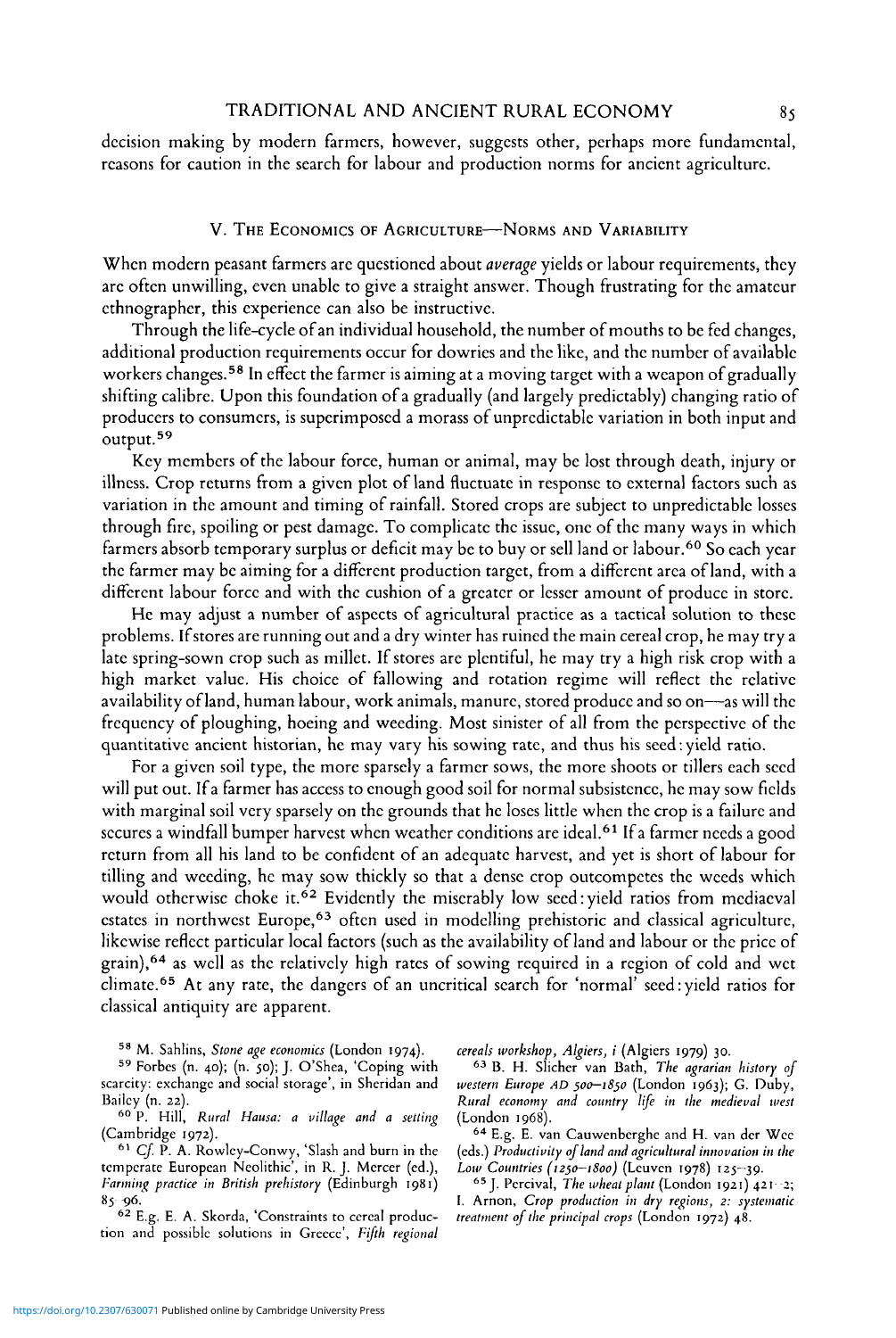decision making by modern farmers, however, suggests other, perhaps more fundamental, reasons for caution in the search for labour and production norms for ancient agriculture.

## V. The Economics of Agriculture—Norms and Variability

When modern peasant farmers are questioned about *average* yields or labour requirements, they are often unwilling, even unable to give a straight answer. Though frustrating for the amateur ethnographer, this experience can also be instructive.

Through the life-cycle of an individual household, the number of mouths to be fed changes, additional production requirements occur for dowries and the like, and the number of available workers changes.[58] In effect the farmer is aiming at a moving target with a weapon of gradually shifting calibre. Upon this foundation of a gradually (and largely predictably) changing ratio of producers to consumers, is superimposed a morass of unpredictable variation in both input and output.[59]

Key members of the labour force, human or animal, may be lost through death, injury or illness. Crop returns from a given plot of land fluctuate in response to external factors such as variation in the amount and timing of rainfall. Stored crops are subject to unpredictable losses through fire, spoiling or pest damage. To complicate the issue, one of the many ways in which farmers absorb temporary surplus or deficit may be to buy or sell land or labour.[60] So each year the farmer may be aiming for a different production target, from a different area of land, with a different labour force and with the cushion of a greater or lesser amount of produce in store.

He may adjust a number of aspects of agricultural practice as a tactical solution to these problems. If stores are running out and a dry winter has ruined the main cereal crop, he may try a late spring-sown crop such as millet. If stores are plentiful, he may try a high risk crop with a high market value. His choice of fallowing and rotation regime will reflect the relative availability of land, human labour, work animals, manure, stored produce and so on—as will the frequency of ploughing, hoeing and weeding. Most sinister of all from the perspective of the quantitative ancient historian, he may vary his sowing rate, and thus his seed:yield ratio.

For a given soil type, the more sparsely a farmer sows, the more shoots or tillers each seed will put out. If a farmer has access to enough good soil for normal subsistence, he may sow fields with marginal soil very sparsely on the grounds that he loses little when the crop is a failure and secures a windfall bumper harvest when weather conditions are ideal.[61] If a farmer needs a good return from all his land to be confident of an adequate harvest, and yet is short of labour for tilling and weeding, he may sow thickly so that a dense crop outcompetes the weeds which would otherwise choke it.[62] Evidently the miserably low seed:yield ratios from mediaeval estates in northwest Europe,[63] often used in modelling prehistoric and classical agriculture, likewise reflect particular local factors (such as the availability of land and labour or the price of grain),[64] as well as the relatively high rates of sowing required in a region of cold and wet climate.[65] At any rate, the dangers of an uncritical search for 'normal' seed:yield ratios for classical antiquity are apparent.

[58] M. Sahlins, *Stone age economics* (London 1974).

[59] Forbes (n. 40); (n. 50); J. O'Shea, 'Coping with scarcity: exchange and social storage', in Sheridan and Bailey (n. 22).

[60] P. Hill, *Rural Hausa: a village and a setting* (Cambridge 1972).

[61] *Cf.* P. A. Rowley-Conwy, 'Slash and burn in the temperate European Neolithic', in R. J. Mercer (ed.), *Farming practice in British prehistory* (Edinburgh 1981) 85–96.

[62] E.g. E. A. Skorda, 'Constraints to cereal production and possible solutions in Greece', *Fifth regional cereals workshop, Algiers, i* (Algiers 1979) 30.

[63] B. H. Slicher van Bath, *The agrarian history of western Europe AD 500–1850* (London 1963); G. Duby, *Rural economy and country life in the medieval west* (London 1968).

[64] E.g. E. van Cauwenberghe and H. van der Wee (eds.) *Productivity of land and agricultural innovation in the Low Countries (1250–1800)* (Leuven 1978) 125–39.

[65] J. Percival, *The wheat plant* (London 1921) 421–2; I. Arnon, *Crop production in dry regions, 2: systematic treatment of the principal crops* (London 1972) 48.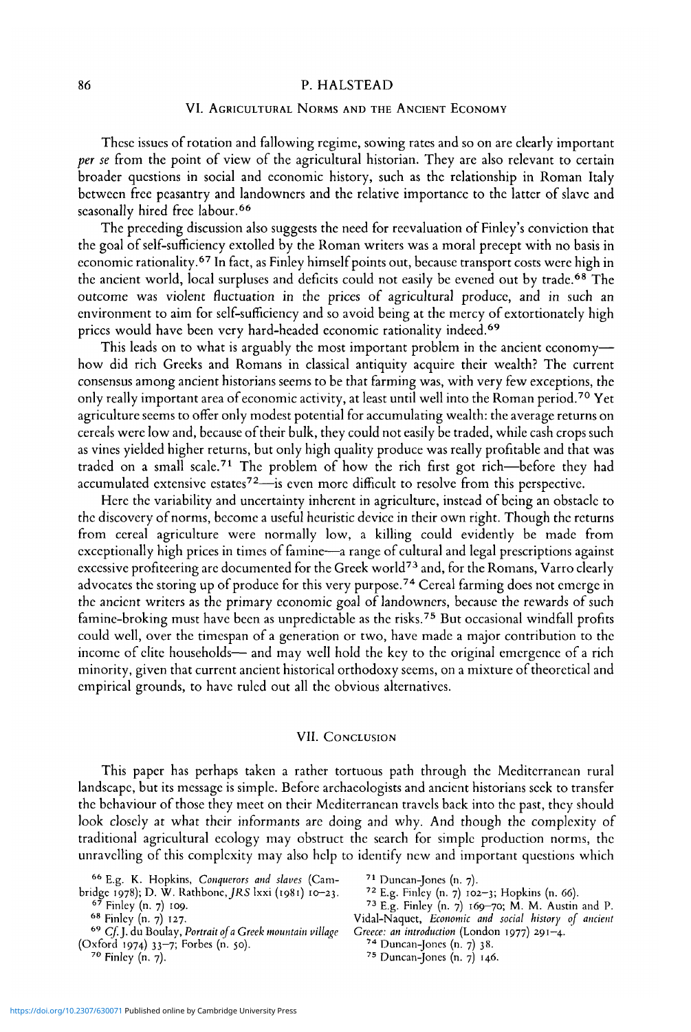## VI. Agricultural Norms and the Ancient Economy

These issues of rotation and fallowing regime, sowing rates and so on are clearly important *per se* from the point of view of the agricultural historian. They are also relevant to certain broader questions in social and economic history, such as the relationship in Roman Italy between free peasantry and landowners and the relative importance to the latter of slave and seasonally hired free labour.[66]

The preceding discussion also suggests the need for reevaluation of Finley's conviction that the goal of self-sufficiency extolled by the Roman writers was a moral precept with no basis in economic rationality.[67] In fact, as Finley himself points out, because transport costs were high in the ancient world, local surpluses and deficits could not easily be evened out by trade.[68] The outcome was violent fluctuation in the prices of agricultural produce, and in such an environment to aim for self-sufficiency and so avoid being at the mercy of extortionately high prices would have been very hard-headed economic rationality indeed.[69]

This leads on to what is arguably the most important problem in the ancient economy—how did rich Greeks and Romans in classical antiquity acquire their wealth? The current consensus among ancient historians seems to be that farming was, with very few exceptions, the only really important area of economic activity, at least until well into the Roman period.[70] Yet agriculture seems to offer only modest potential for accumulating wealth: the average returns on cereals were low and, because of their bulk, they could not easily be traded, while cash crops such as vines yielded higher returns, but only high quality produce was really profitable and that was traded on a small scale.[71] The problem of how the rich first got rich—before they had accumulated extensive estates[72]—is even more difficult to resolve from this perspective.

Here the variability and uncertainty inherent in agriculture, instead of being an obstacle to the discovery of norms, become a useful heuristic device in their own right. Though the returns from cereal agriculture were normally low, a killing could evidently be made from exceptionally high prices in times of famine—a range of cultural and legal prescriptions against excessive profiteering are documented for the Greek world[73] and, for the Romans, Varro clearly advocates the storing up of produce for this very purpose.[74] Cereal farming does not emerge in the ancient writers as the primary economic goal of landowners, because the rewards of such famine-broking must have been as unpredictable as the risks.[75] But occasional windfall profits could well, over the timespan of a generation or two, have made a major contribution to the income of elite households— and may well hold the key to the original emergence of a rich minority, given that current ancient historical orthodoxy seems, on a mixture of theoretical and empirical grounds, to have ruled out all the obvious alternatives.

## VII. Conclusion

This paper has perhaps taken a rather tortuous path through the Mediterranean rural landscape, but its message is simple. Before archaeologists and ancient historians seek to transfer the behaviour of those they meet on their Mediterranean travels back into the past, they should look closely at what their informants are doing and why. And though the complexity of traditional agricultural ecology may obstruct the search for simple production norms, the unravelling of this complexity may also help to identify new and important questions which

---

[66] E.g. K. Hopkins, *Conquerors and slaves* (Cambridge 1978); D. W. Rathbone, *JRS* lxxi (1981) 10–23.

[67] Finley (n. 7) 109.

[68] Finley (n. 7) 127.

[69] *Cf.* J. du Boulay, *Portrait of a Greek mountain village* (Oxford 1974) 33–7; Forbes (n. 50).

[70] Finley (n. 7).

[71] Duncan-Jones (n. 7).

[72] E.g. Finley (n. 7) 102–3; Hopkins (n. 66).

[73] E.g. Finley (n. 7) 169–70; M. M. Austin and P. Vidal-Naquet, *Economic and social history of ancient Greece: an introduction* (London 1977) 291–4.

[74] Duncan-Jones (n. 7) 38.

[75] Duncan-Jones (n. 7) 146.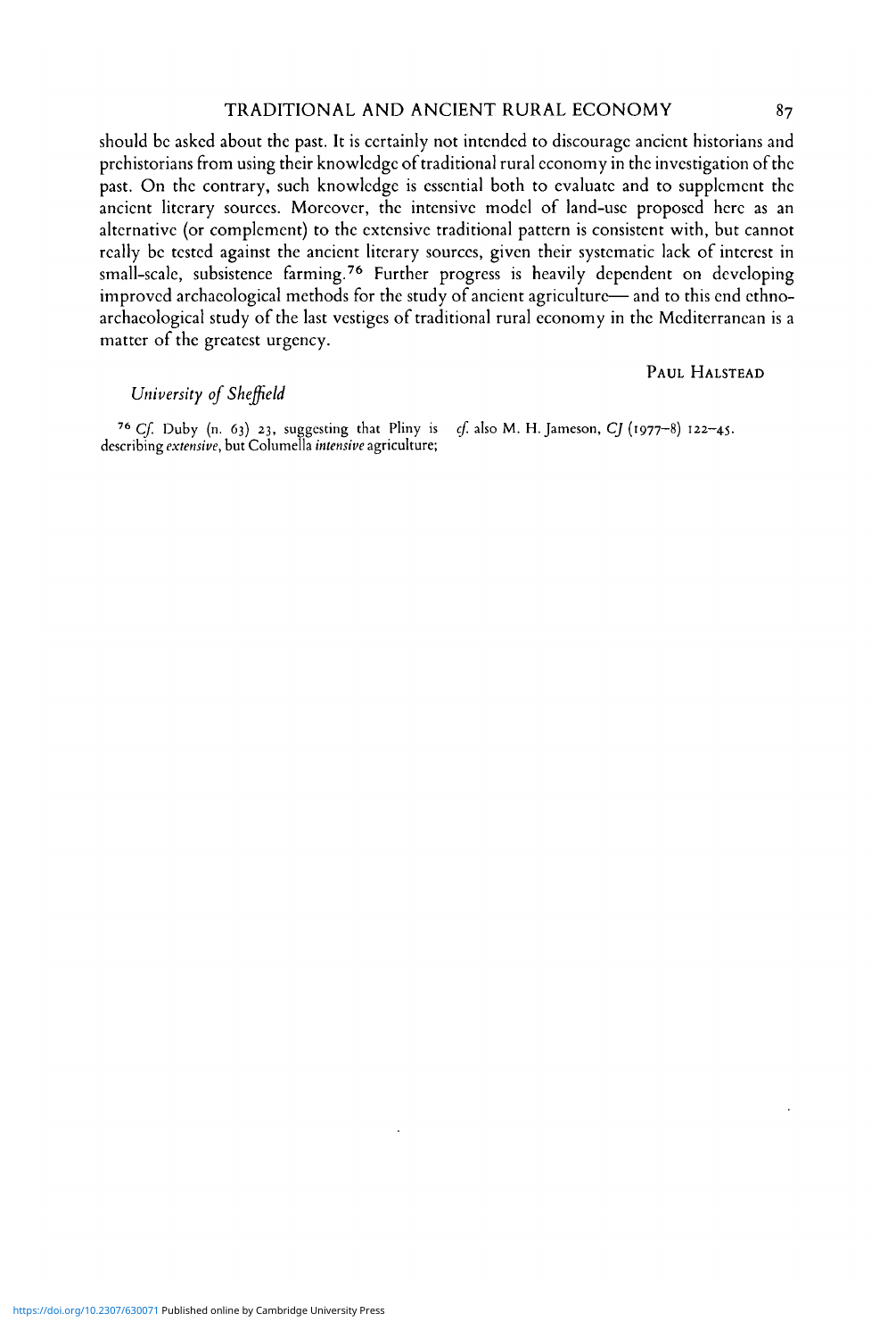should be asked about the past. It is certainly not intended to discourage ancient historians and prehistorians from using their knowledge of traditional rural economy in the investigation of the past. On the contrary, such knowledge is essential both to evaluate and to supplement the ancient literary sources. Moreover, the intensive model of land-use proposed here as an alternative (or complement) to the extensive traditional pattern is consistent with, but cannot really be tested against the ancient literary sources, given their systematic lack of interest in small-scale, subsistence farming.[76] Further progress is heavily dependent on developing improved archaeological methods for the study of ancient agriculture— and to this end ethno-archaeological study of the last vestiges of traditional rural economy in the Mediterranean is a matter of the greatest urgency.

PAUL HALSTEAD

*University of Sheffield*

[76] *Cf.* Duby (n. 63) 23, suggesting that Pliny is describing *extensive*, but Columella *intensive* agriculture; *cf.* also M. H. Jameson, *CJ* (1977–8) 122–45.